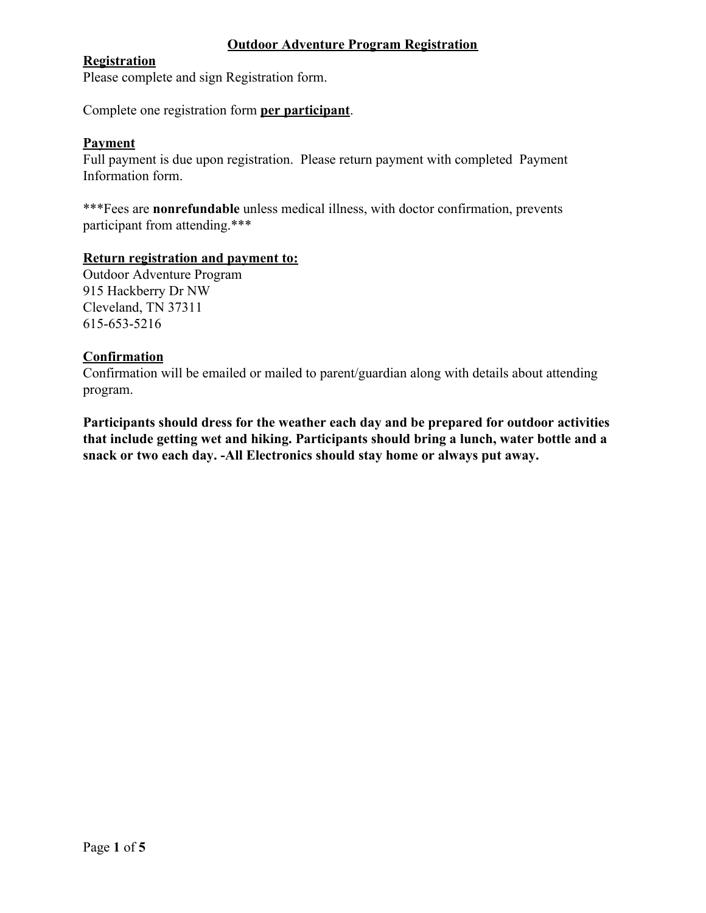# Outdoor Adventure Program Registration

## Registration

Please complete and sign Registration form.

Complete one registration form **per participant**.

## Payment

Full payment is due upon registration. Please return payment with completed Payment Information form.

***Fees are **nonrefundable** unless medical illness, with doctor confirmation, prevents participant from attending.***

## Return registration and payment to:

Outdoor Adventure Program
915 Hackberry Dr NW
Cleveland, TN 37311
615-653-5216

## Confirmation

Confirmation will be emailed or mailed to parent/guardian along with details about attending program.

**Participants should dress for the weather each day and be prepared for outdoor activities that include getting wet and hiking. Participants should bring a lunch, water bottle and a snack or two each day. -All Electronics should stay home or always put away.**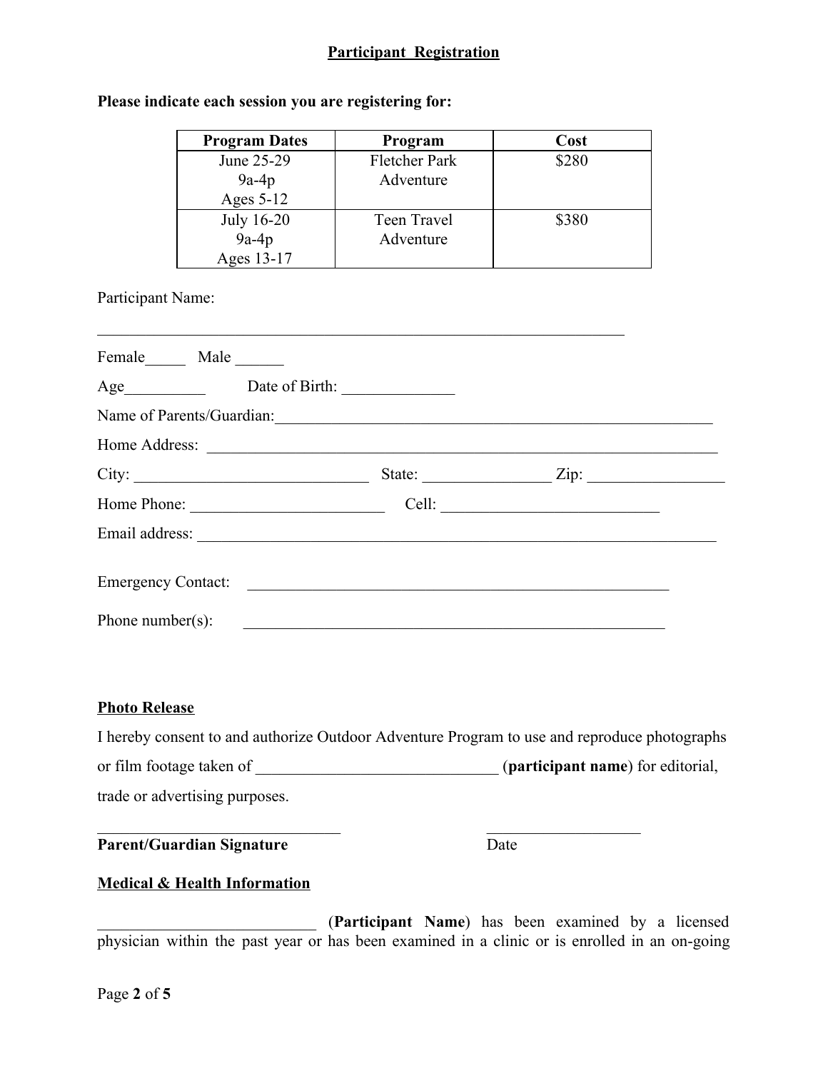**Participant Registration**

**Please indicate each session you are registering for:**

| Program Dates | Program | Cost |
|---|---|---|
| June 25-29<br>9a-4p<br>Ages 5-12 | Fletcher Park Adventure | $280 |
| July 16-20<br>9a-4p<br>Ages 13-17 | Teen Travel Adventure | $380 |

Participant Name:

_______________________________________________________________________

Female_____ Male ______

Age__________ Date of Birth: ______________

Name of Parents/Guardian:_________________________________________________________

Home Address: ____________________________________________________________

City: ______________________________ State: ________________ Zip: _________________

Home Phone: _________________________ Cell: ____________________________

Email address: _______________________________________________________________

Emergency Contact: _______________________________________________________

Phone number(s): _______________________________________________________

**Photo Release**

I hereby consent to and authorize Outdoor Adventure Program to use and reproduce photographs or film footage taken of ______________________________ (**participant name**) for editorial, trade or advertising purposes.

_______________________________ ____________________

**Parent/Guardian Signature** Date

**Medical & Health Information**

___________________________ (**Participant Name**) has been examined by a licensed physician within the past year or has been examined in a clinic or is enrolled in an on-going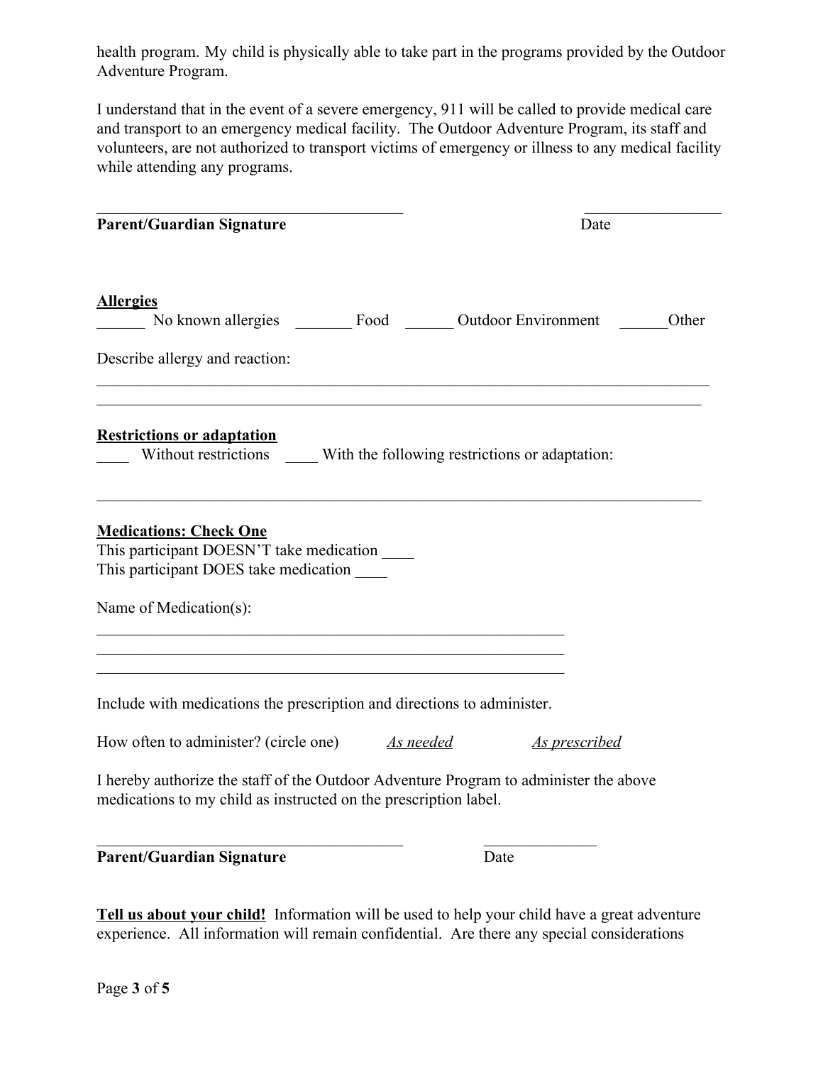health program. My child is physically able to take part in the programs provided by the Outdoor Adventure Program.

I understand that in the event of a severe emergency, 911 will be called to provide medical care and transport to an emergency medical facility. The Outdoor Adventure Program, its staff and volunteers, are not authorized to transport victims of emergency or illness to any medical facility while attending any programs.

_______________________________________ _________________

**Parent/Guardian Signature** Date

**Allergies**

______ No known allergies _______ Food ______ Outdoor Environment ______Other

Describe allergy and reaction:

_____________________________________________________________________________

_____________________________________________________________________________

**Restrictions or adaptation**

____ Without restrictions ____ With the following restrictions or adaptation:

_____________________________________________________________________________

**Medications: Check One**

This participant DOESN'T take medication ____

This participant DOES take medication ____

Name of Medication(s):

____________________________________________________________

____________________________________________________________

____________________________________________________________

Include with medications the prescription and directions to administer.

How often to administer? (circle one) *As needed* *As prescribed*

I hereby authorize the staff of the Outdoor Adventure Program to administer the above medications to my child as instructed on the prescription label.

_______________________________________ ______________

**Parent/Guardian Signature** Date

**Tell us about your child!** Information will be used to help your child have a great adventure experience. All information will remain confidential. Are there any special considerations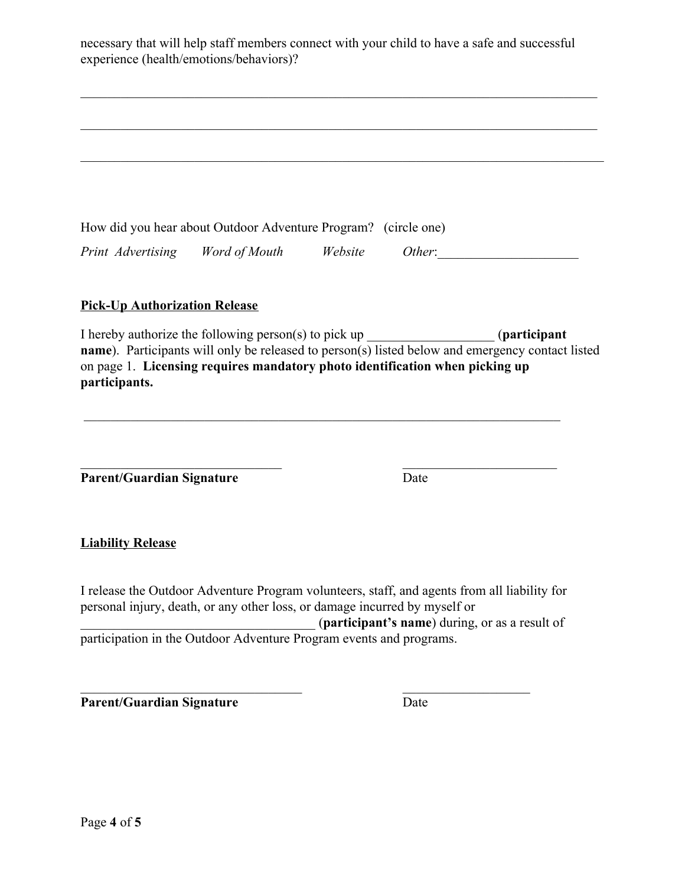necessary that will help staff members connect with your child to have a safe and successful experience (health/emotions/behaviors)?

_______________________________________________________________________________

_______________________________________________________________________________

_______________________________________________________________________________

How did you hear about Outdoor Adventure Program? (circle one)

*Print Advertising* *Word of Mouth* *Website* *Other*:_____________________

**Pick-Up Authorization Release**

I hereby authorize the following person(s) to pick up ___________________ (**participant name**). Participants will only be released to person(s) listed below and emergency contact listed on page 1. **Licensing requires mandatory photo identification when picking up participants.**

_________________________________________________________________________

______________________________ ________________________

**Parent/Guardian Signature** Date

**Liability Release**

I release the Outdoor Adventure Program volunteers, staff, and agents from all liability for personal injury, death, or any other loss, or damage incurred by myself or ___________________________________ (**participant's name**) during, or as a result of participation in the Outdoor Adventure Program events and programs.

__________________________________ ___________________

**Parent/Guardian Signature** Date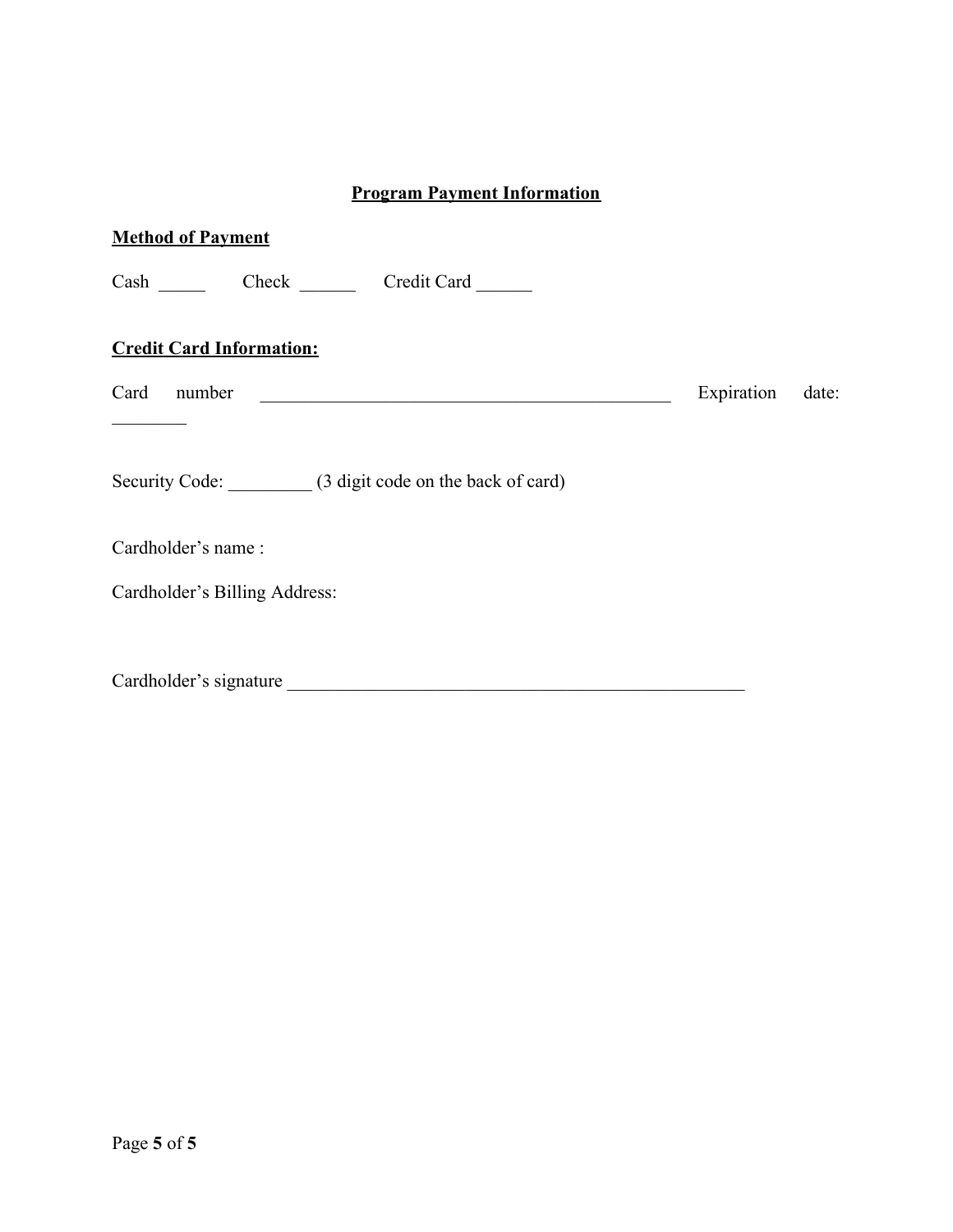## Program Payment Information

**Method of Payment**

Cash _____ Check ______ Credit Card ______

**Credit Card Information:**

Card number _____________________________________________ Expiration date: ________

Security Code: _________ (3 digit code on the back of card)

Cardholder's name :

Cardholder's Billing Address:

Cardholder's signature __________________________________________________